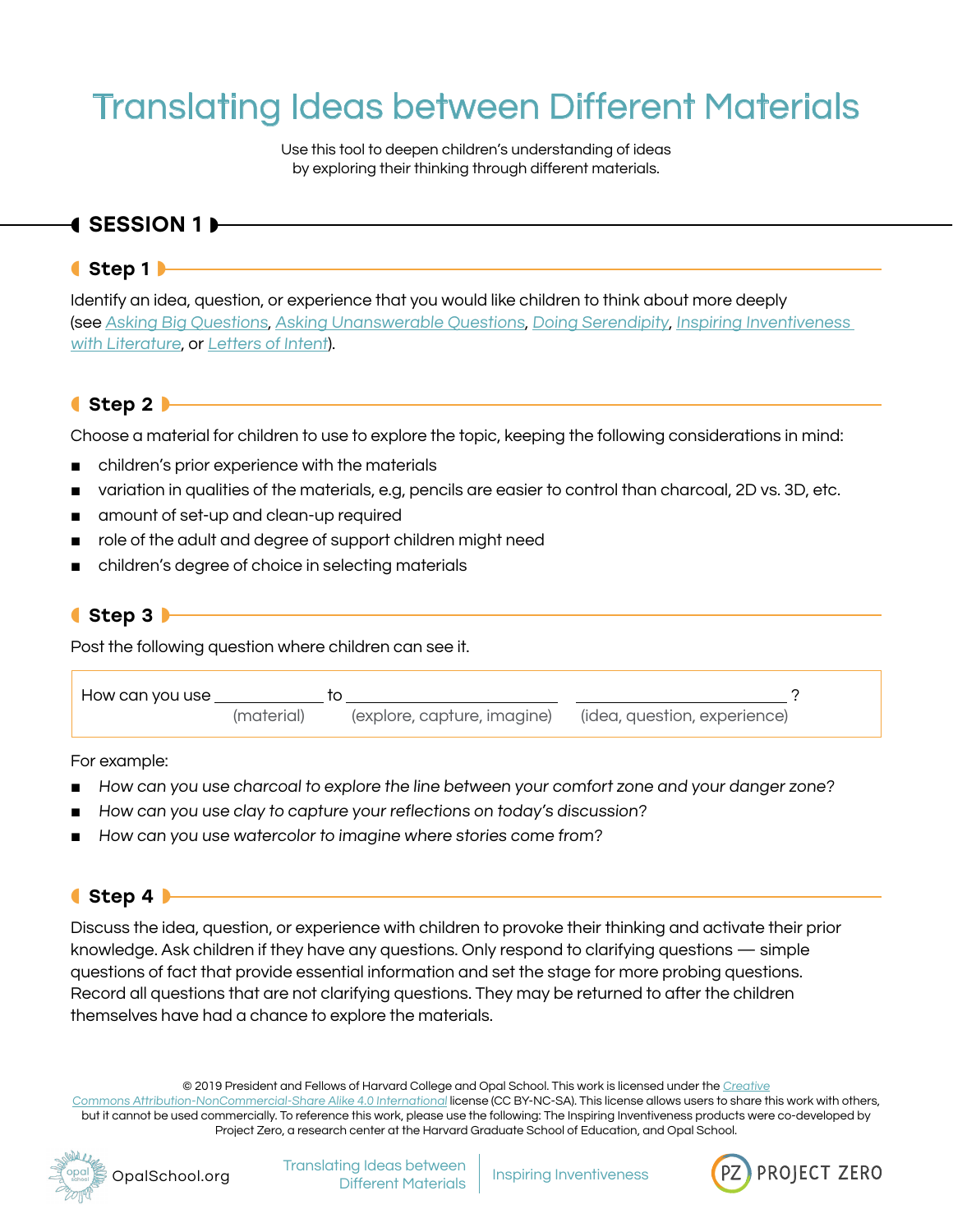# Translating Ideas between Different Materials

Use this tool to deepen children's understanding of ideas by exploring their thinking through different materials.

## SESSION 1

### Step 1

Identify an idea, question, or experience that you would like children to think about more deeply (see Asking Big Questions, Asking Unanswerable Questions, Doing Serendipity, Inspiring Inventiveness with Literature, or Letters of Intent).

### Step 2

Choose a material for children to use to explore the topic, keeping the following considerations in mind:

- children's prior experience with the materials
- variation in qualities of the materials, e.g, pencils are easier to control than charcoal, 2D vs. 3D, etc.
- amount of set-up and clean-up required
- role of the adult and degree of support children might need
- children's degree of choice in selecting materials

### Step 3

Post the following question where children can see it.

> How can you use ____________ (material) to ______________________ (explore, capture, imagine) ______________________ (idea, question, experience)?

For example:

- *How can you use charcoal to explore the line between your comfort zone and your danger zone?*
- *How can you use clay to capture your reflections on today's discussion?*
- *How can you use watercolor to imagine where stories come from?*

### Step 4

Discuss the idea, question, or experience with children to provoke their thinking and activate their prior knowledge. Ask children if they have any questions. Only respond to clarifying questions — simple questions of fact that provide essential information and set the stage for more probing questions. Record all questions that are not clarifying questions. They may be returned to after the children themselves have had a chance to explore the materials.

© 2019 President and Fellows of Harvard College and Opal School. This work is licensed under the Creative Commons Attribution-NonCommercial-Share Alike 4.0 International license (CC BY-NC-SA). This license allows users to share this work with others, but it cannot be used commercially. To reference this work, please use the following: The Inspiring Inventiveness products were co-developed by Project Zero, a research center at the Harvard Graduate School of Education, and Opal School.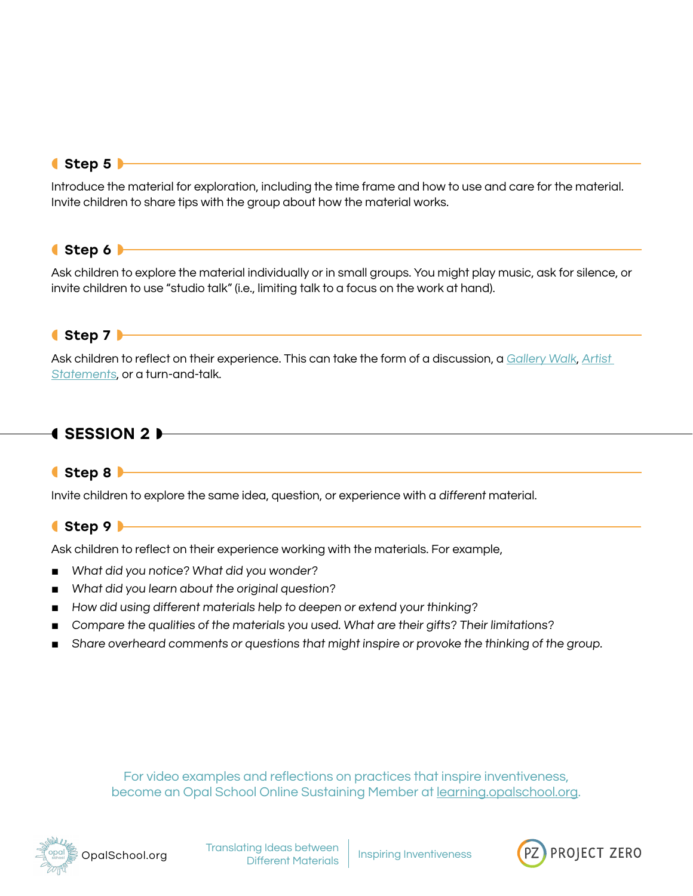### Step 5

Introduce the material for exploration, including the time frame and how to use and care for the material. Invite children to share tips with the group about how the material works.

### Step 6

Ask children to explore the material individually or in small groups. You might play music, ask for silence, or invite children to use "studio talk" (i.e., limiting talk to a focus on the work at hand).

### Step 7

Ask children to reflect on their experience. This can take the form of a discussion, a Gallery Walk, Artist Statements, or a turn-and-talk.

## SESSION 2

### Step 8

Invite children to explore the same idea, question, or experience with a *different* material.

### Step 9

Ask children to reflect on their experience working with the materials. For example,

- *What did you notice? What did you wonder?*
- *What did you learn about the original question?*
- *How did using different materials help to deepen or extend your thinking?*
- *Compare the qualities of the materials you used. What are their gifts? Their limitations?*
- *Share overheard comments or questions that might inspire or provoke the thinking of the group.*

For video examples and reflections on practices that inspire inventiveness, become an Opal School Online Sustaining Member at learning.opalschool.org.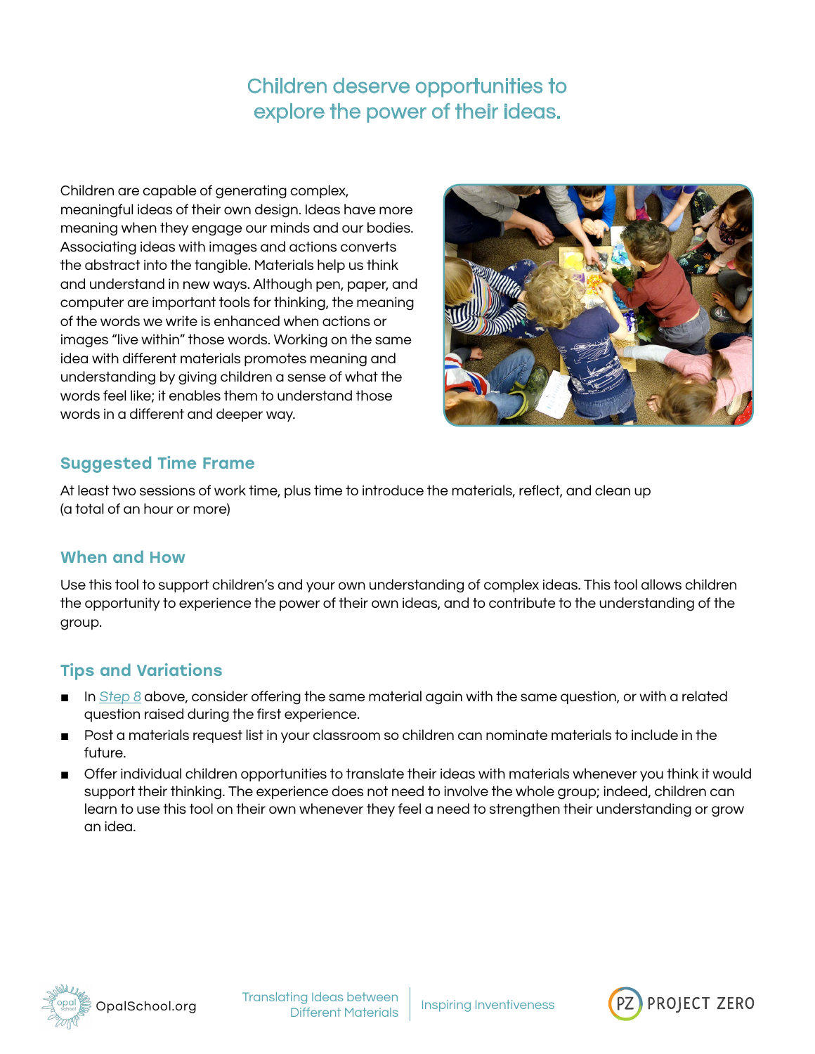# Children deserve opportunities to explore the power of their ideas.

Children are capable of generating complex, meaningful ideas of their own design. Ideas have more meaning when they engage our minds and our bodies. Associating ideas with images and actions converts the abstract into the tangible. Materials help us think and understand in new ways. Although pen, paper, and computer are important tools for thinking, the meaning of the words we write is enhanced when actions or images "live within" those words. Working on the same idea with different materials promotes meaning and understanding by giving children a sense of what the words feel like; it enables them to understand those words in a different and deeper way.

## Suggested Time Frame

At least two sessions of work time, plus time to introduce the materials, reflect, and clean up (a total of an hour or more)

## When and How

Use this tool to support children's and your own understanding of complex ideas. This tool allows children the opportunity to experience the power of their own ideas, and to contribute to the understanding of the group.

## Tips and Variations

- In *Step 8* above, consider offering the same material again with the same question, or with a related question raised during the first experience.
- Post a materials request list in your classroom so children can nominate materials to include in the future.
- Offer individual children opportunities to translate their ideas with materials whenever you think it would support their thinking. The experience does not need to involve the whole group; indeed, children can learn to use this tool on their own whenever they feel a need to strengthen their understanding or grow an idea.